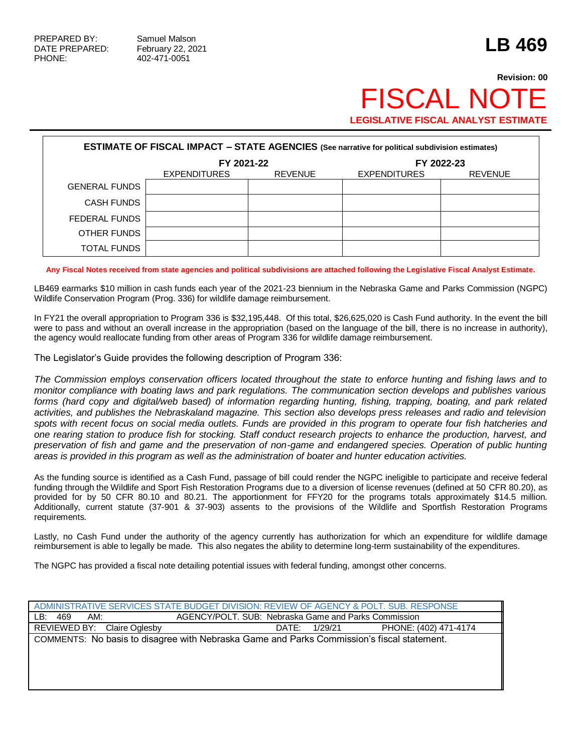PREPARED BY: Samuel Malson
DATE PREPARED: February 22, 2021
PHONE: 402-471-0051

# LB 469

**Revision: 00**

# FISCAL NOTE

**LEGISLATIVE FISCAL ANALYST ESTIMATE**

| ESTIMATE OF FISCAL IMPACT – STATE AGENCIES (See narrative for political subdivision estimates) | | | | |
|---|---|---|---|---|
| | FY 2021-22 | | FY 2022-23 | |
| | EXPENDITURES | REVENUE | EXPENDITURES | REVENUE |
| GENERAL FUNDS | | | | |
| CASH FUNDS | | | | |
| FEDERAL FUNDS | | | | |
| OTHER FUNDS | | | | |
| TOTAL FUNDS | | | | |

**Any Fiscal Notes received from state agencies and political subdivisions are attached following the Legislative Fiscal Analyst Estimate.**

LB469 earmarks $10 million in cash funds each year of the 2021-23 biennium in the Nebraska Game and Parks Commission (NGPC) Wildlife Conservation Program (Prog. 336) for wildlife damage reimbursement.

In FY21 the overall appropriation to Program 336 is $32,195,448. Of this total, $26,625,020 is Cash Fund authority. In the event the bill were to pass and without an overall increase in the appropriation (based on the language of the bill, there is no increase in authority), the agency would reallocate funding from other areas of Program 336 for wildlife damage reimbursement.

The Legislator's Guide provides the following description of Program 336:

*The Commission employs conservation officers located throughout the state to enforce hunting and fishing laws and to monitor compliance with boating laws and park regulations. The communication section develops and publishes various forms (hard copy and digital/web based) of information regarding hunting, fishing, trapping, boating, and park related activities, and publishes the Nebraskaland magazine. This section also develops press releases and radio and television spots with recent focus on social media outlets. Funds are provided in this program to operate four fish hatcheries and one rearing station to produce fish for stocking. Staff conduct research projects to enhance the production, harvest, and preservation of fish and game and the preservation of non-game and endangered species. Operation of public hunting areas is provided in this program as well as the administration of boater and hunter education activities.*

As the funding source is identified as a Cash Fund, passage of bill could render the NGPC ineligible to participate and receive federal funding through the Wildlife and Sport Fish Restoration Programs due to a diversion of license revenues (defined at 50 CFR 80.20), as provided for by 50 CFR 80.10 and 80.21. The apportionment for FFY20 for the programs totals approximately $14.5 million. Additionally, current statute (37-901 & 37-903) assents to the provisions of the Wildlife and Sportfish Restoration Programs requirements.

Lastly, no Cash Fund under the authority of the agency currently has authorization for which an expenditure for wildlife damage reimbursement is able to legally be made. This also negates the ability to determine long-term sustainability of the expenditures.

The NGPC has provided a fiscal note detailing potential issues with federal funding, amongst other concerns.

| ADMINISTRATIVE SERVICES STATE BUDGET DIVISION: REVIEW OF AGENCY & POLT. SUB. RESPONSE | | |
|---|---|---|
| LB: 469 AM: | AGENCY/POLT. SUB: Nebraska Game and Parks Commission | |
| REVIEWED BY: Claire Oglesby | DATE: 1/29/21 | PHONE: (402) 471-4174 |
| COMMENTS: No basis to disagree with Nebraska Game and Parks Commission's fiscal statement. | | |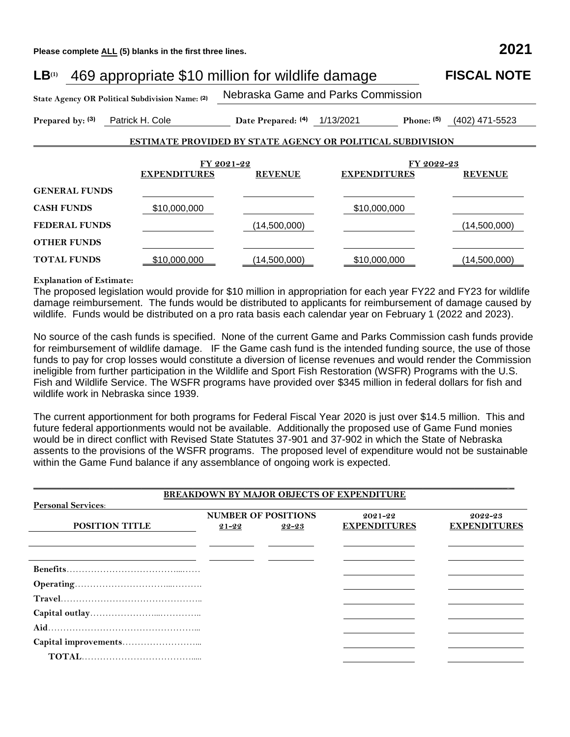Please complete ALL (5) blanks in the first three lines. **2021**

**LB**[(1)] 469 appropriate $10 million for wildlife damage **FISCAL NOTE**

**State Agency OR Political Subdivision Name:** [(2)] Nebraska Game and Parks Commission

**Prepared by:** [(3)] Patrick H. Cole **Date Prepared:** [(4)] 1/13/2021 **Phone:** [(5)] (402) 471-5523

**ESTIMATE PROVIDED BY STATE AGENCY OR POLITICAL SUBDIVISION**

| | FY 2021-22 | | FY 2022-23 | |
|---|---|---|---|---|
| | **EXPENDITURES** | **REVENUE** | **EXPENDITURES** | **REVENUE** |
| **GENERAL FUNDS** | | | | |
| **CASH FUNDS** | $10,000,000 | | $10,000,000 | |
| **FEDERAL FUNDS** | | (14,500,000) | | (14,500,000) |
| **OTHER FUNDS** | | | | |
| **TOTAL FUNDS** | $10,000,000 | (14,500,000) | $10,000,000 | (14,500,000) |

**Explanation of Estimate:**

The proposed legislation would provide for $10 million in appropriation for each year FY22 and FY23 for wildlife damage reimbursement. The funds would be distributed to applicants for reimbursement of damage caused by wildlife. Funds would be distributed on a pro rata basis each calendar year on February 1 (2022 and 2023).

No source of the cash funds is specified. None of the current Game and Parks Commission cash funds provide for reimbursement of wildlife damage. IF the Game cash fund is the intended funding source, the use of those funds to pay for crop losses would constitute a diversion of license revenues and would render the Commission ineligible from further participation in the Wildlife and Sport Fish Restoration (WSFR) Programs with the U.S. Fish and Wildlife Service. The WSFR programs have provided over $345 million in federal dollars for fish and wildlife work in Nebraska since 1939.

The current apportionment for both programs for Federal Fiscal Year 2020 is just over $14.5 million. This and future federal apportionments would not be available. Additionally the proposed use of Game Fund monies would be in direct conflict with Revised State Statutes 37-901 and 37-902 in which the State of Nebraska assents to the provisions of the WSFR programs. The proposed level of expenditure would not be sustainable within the Game Fund balance if any assemblance of ongoing work is expected.

**BREAKDOWN BY MAJOR OBJECTS OF EXPENDITURE**

**Personal Services:**

| POSITION TITLE | NUMBER OF POSITIONS 21-22 | NUMBER OF POSITIONS 22-23 | 2021-22 EXPENDITURES | 2022-23 EXPENDITURES |
|---|---|---|---|---|
| | | | | |
| | | | | |
| **Benefits** | | | | |
| **Operating** | | | | |
| **Travel** | | | | |
| **Capital outlay** | | | | |
| **Aid** | | | | |
| **Capital improvements** | | | | |
| **TOTAL** | | | | |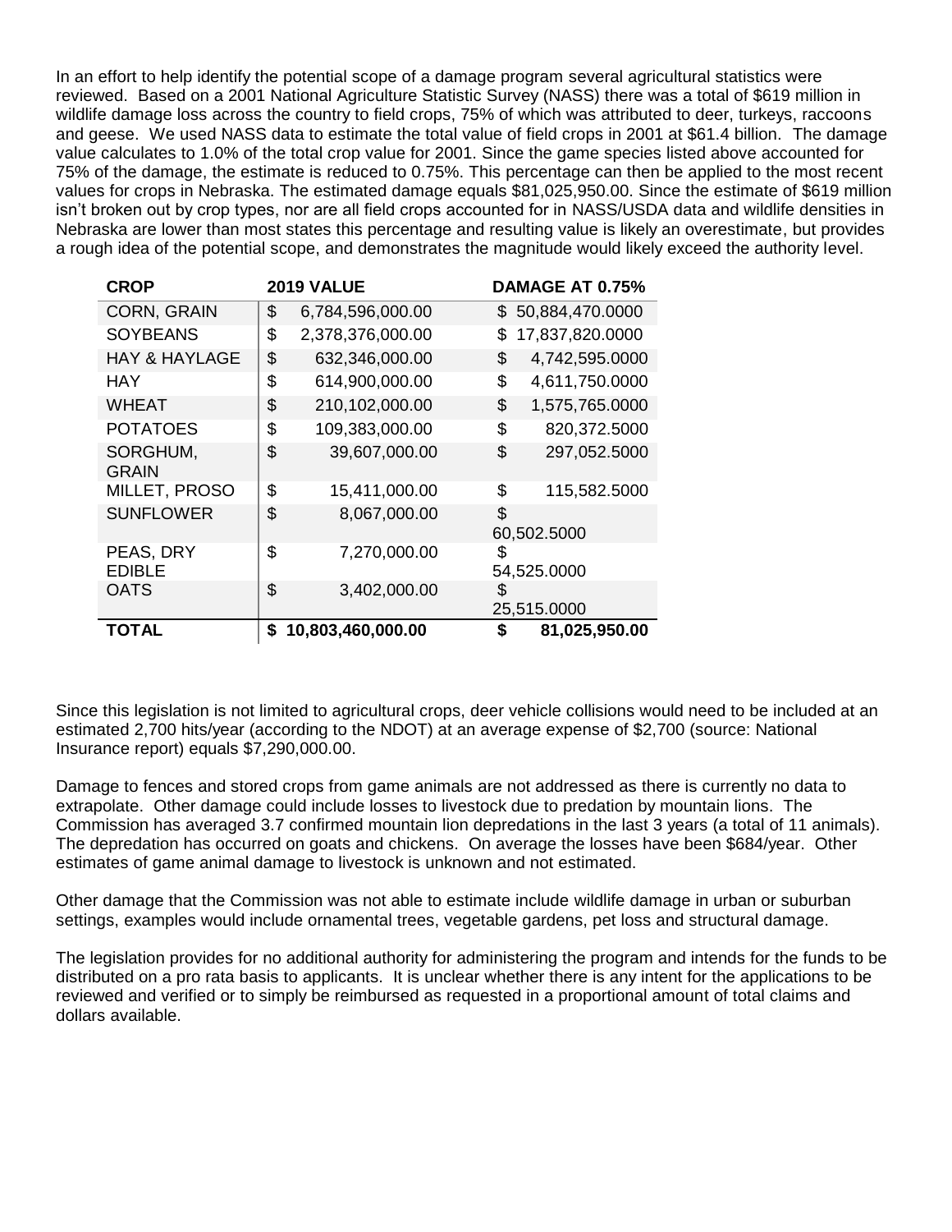In an effort to help identify the potential scope of a damage program several agricultural statistics were reviewed. Based on a 2001 National Agriculture Statistic Survey (NASS) there was a total of $619 million in wildlife damage loss across the country to field crops, 75% of which was attributed to deer, turkeys, raccoons and geese. We used NASS data to estimate the total value of field crops in 2001 at $61.4 billion. The damage value calculates to 1.0% of the total crop value for 2001. Since the game species listed above accounted for 75% of the damage, the estimate is reduced to 0.75%. This percentage can then be applied to the most recent values for crops in Nebraska. The estimated damage equals $81,025,950.00. Since the estimate of $619 million isn't broken out by crop types, nor are all field crops accounted for in NASS/USDA data and wildlife densities in Nebraska are lower than most states this percentage and resulting value is likely an overestimate, but provides a rough idea of the potential scope, and demonstrates the magnitude would likely exceed the authority level.

| CROP | 2019 VALUE | DAMAGE AT 0.75% |
|---|---|---|
| CORN, GRAIN | $ 6,784,596,000.00 | $ 50,884,470.0000 |
| SOYBEANS | $ 2,378,376,000.00 | $ 17,837,820.0000 |
| HAY & HAYLAGE | $ 632,346,000.00 | $ 4,742,595.0000 |
| HAY | $ 614,900,000.00 | $ 4,611,750.0000 |
| WHEAT | $ 210,102,000.00 | $ 1,575,765.0000 |
| POTATOES | $ 109,383,000.00 | $ 820,372.5000 |
| SORGHUM, GRAIN | $ 39,607,000.00 | $ 297,052.5000 |
| MILLET, PROSO | $ 15,411,000.00 | $ 115,582.5000 |
| SUNFLOWER | $ 8,067,000.00 | $ 60,502.5000 |
| PEAS, DRY EDIBLE | $ 7,270,000.00 | $ 54,525.0000 |
| OATS | $ 3,402,000.00 | $ 25,515.0000 |
| **TOTAL** | **$ 10,803,460,000.00** | **$ 81,025,950.00** |

Since this legislation is not limited to agricultural crops, deer vehicle collisions would need to be included at an estimated 2,700 hits/year (according to the NDOT) at an average expense of $2,700 (source: National Insurance report) equals $7,290,000.00.

Damage to fences and stored crops from game animals are not addressed as there is currently no data to extrapolate. Other damage could include losses to livestock due to predation by mountain lions. The Commission has averaged 3.7 confirmed mountain lion depredations in the last 3 years (a total of 11 animals). The depredation has occurred on goats and chickens. On average the losses have been $684/year. Other estimates of game animal damage to livestock is unknown and not estimated.

Other damage that the Commission was not able to estimate include wildlife damage in urban or suburban settings, examples would include ornamental trees, vegetable gardens, pet loss and structural damage.

The legislation provides for no additional authority for administering the program and intends for the funds to be distributed on a pro rata basis to applicants. It is unclear whether there is any intent for the applications to be reviewed and verified or to simply be reimbursed as requested in a proportional amount of total claims and dollars available.